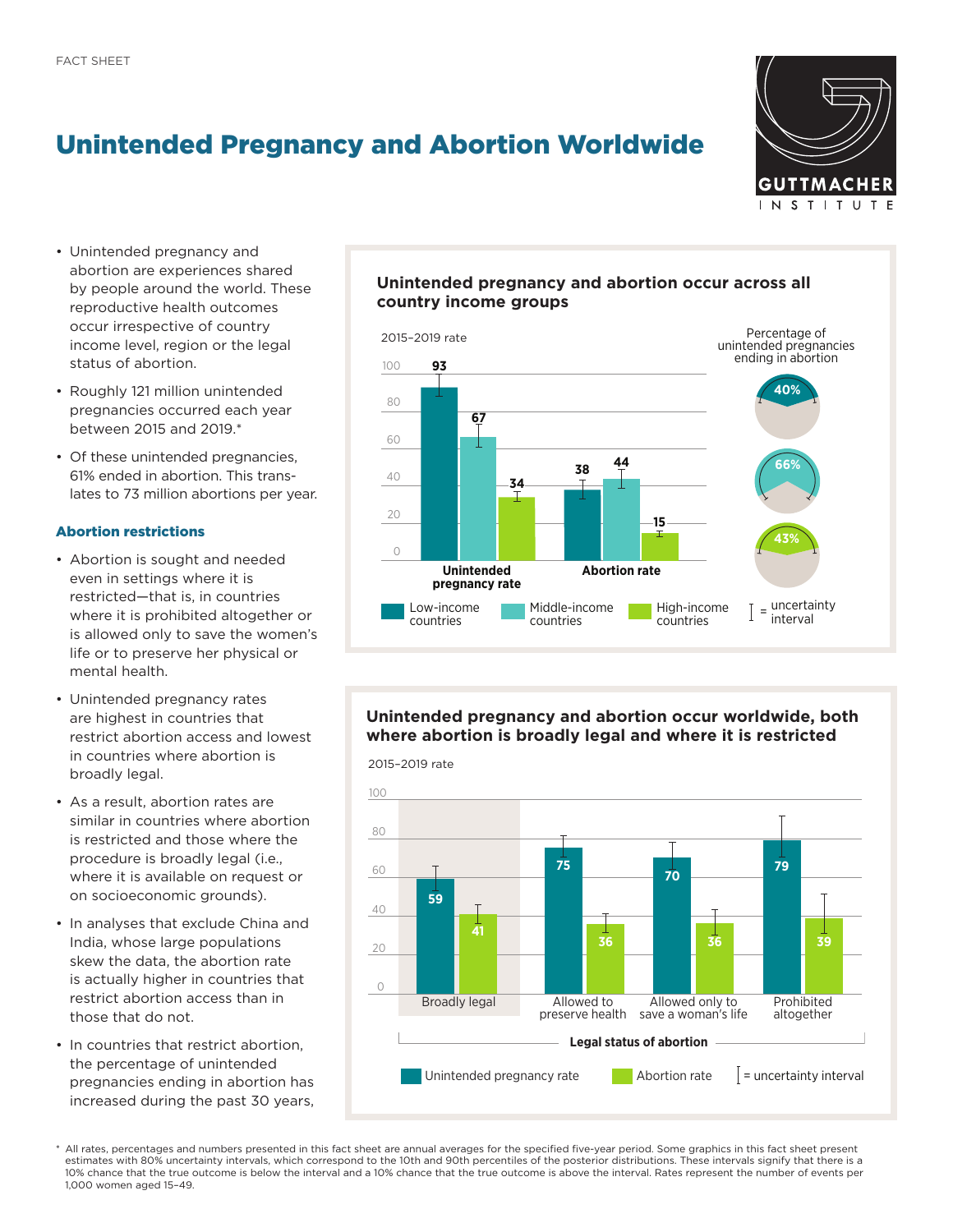FACT SHEET

# Unintended Pregnancy and Abortion Worldwide

- Unintended pregnancy and abortion are experiences shared by people around the world. These reproductive health outcomes occur irrespective of country income level, region or the legal status of abortion.
- Roughly 121 million unintended pregnancies occurred each year between 2015 and 2019.*
- Of these unintended pregnancies, 61% ended in abortion. This translates to 73 million abortions per year.

## Abortion restrictions

- Abortion is sought and needed even in settings where it is restricted—that is, in countries where it is prohibited altogether or is allowed only to save the women's life or to preserve her physical or mental health.
- Unintended pregnancy rates are highest in countries that restrict abortion access and lowest in countries where abortion is broadly legal.
- As a result, abortion rates are similar in countries where abortion is restricted and those where the procedure is broadly legal (i.e., where it is available on request or on socioeconomic grounds).
- In analyses that exclude China and India, whose large populations skew the data, the abortion rate is actually higher in countries that restrict abortion access than in those that do not.
- In countries that restrict abortion, the percentage of unintended pregnancies ending in abortion has increased during the past 30 years,

### Unintended pregnancy and abortion occur across all country income groups

2015–2019 rate

| | Unintended pregnancy rate | Abortion rate | Percentage of unintended pregnancies ending in abortion |
|---|---|---|---|
| Low-income countries | 93 | 38 | 40% |
| Middle-income countries | 67 | 44 | 66% |
| High-income countries | 34 | 15 | 43% |

Ɪ = uncertainty interval

### Unintended pregnancy and abortion occur worldwide, both where abortion is broadly legal and where it is restricted

2015–2019 rate

| Legal status of abortion | Unintended pregnancy rate | Abortion rate |
|---|---|---|
| Broadly legal | 59 | 41 |
| Allowed to preserve health | 75 | 36 |
| Allowed only to save a woman's life | 70 | 36 |
| Prohibited altogether | 79 | 39 |

Ɪ = uncertainty interval

\* All rates, percentages and numbers presented in this fact sheet are annual averages for the specified five-year period. Some graphics in this fact sheet present estimates with 80% uncertainty intervals, which correspond to the 10th and 90th percentiles of the posterior distributions. These intervals signify that there is a 10% chance that the true outcome is below the interval and a 10% chance that the true outcome is above the interval. Rates represent the number of events per 1,000 women aged 15–49.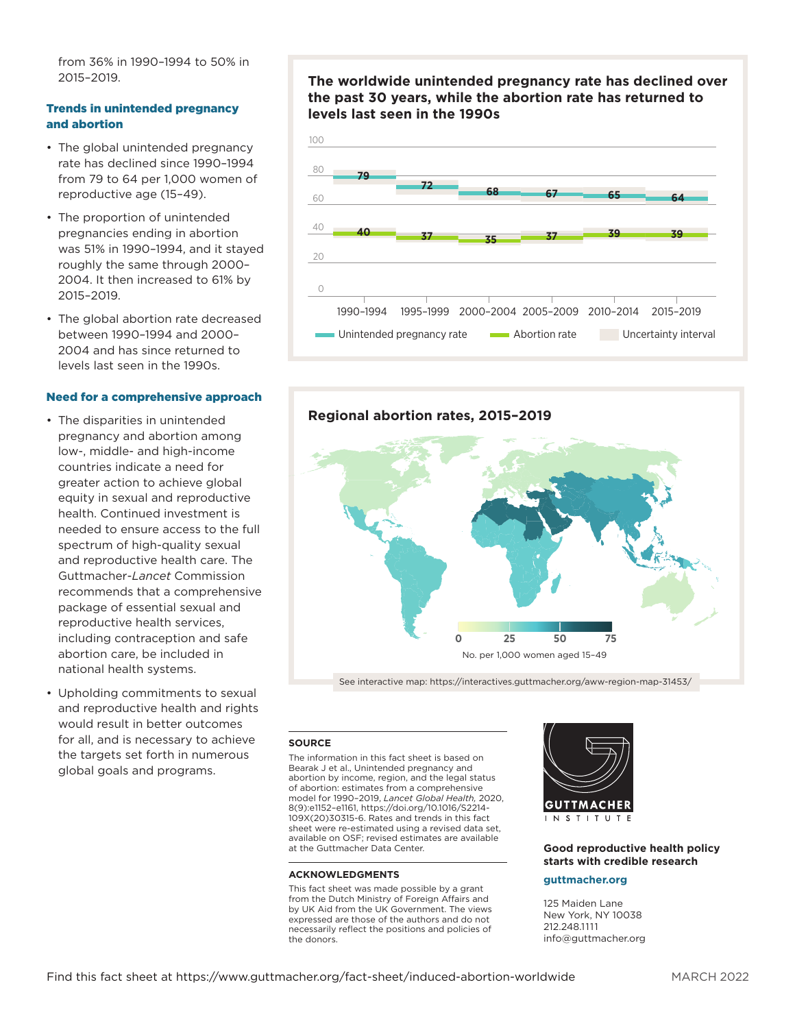from 36% in 1990–1994 to 50% in 2015–2019.

### Trends in unintended pregnancy and abortion

- The global unintended pregnancy rate has declined since 1990–1994 from 79 to 64 per 1,000 women of reproductive age (15–49).
- The proportion of unintended pregnancies ending in abortion was 51% in 1990–1994, and it stayed roughly the same through 2000–2004. It then increased to 61% by 2015–2019.
- The global abortion rate decreased between 1990–1994 and 2000–2004 and has since returned to levels last seen in the 1990s.

### Need for a comprehensive approach

- The disparities in unintended pregnancy and abortion among low-, middle- and high-income countries indicate a need for greater action to achieve global equity in sexual and reproductive health. Continued investment is needed to ensure access to the full spectrum of high-quality sexual and reproductive health care. The Guttmacher-*Lancet* Commission recommends that a comprehensive package of essential sexual and reproductive health services, including contraception and safe abortion care, be included in national health systems.
- Upholding commitments to sexual and reproductive health and rights would result in better outcomes for all, and is necessary to achieve the targets set forth in numerous global goals and programs.

**The worldwide unintended pregnancy rate has declined over the past 30 years, while the abortion rate has returned to levels last seen in the 1990s**

100
80
60
40
20
0

79 72 68 67 65 64

40 37 35 37 39 39

1990–1994 1995–1999 2000–2004 2005–2009 2010–2014 2015–2019

Unintended pregnancy rate
Abortion rate
Uncertainty interval

**Regional abortion rates, 2015–2019**

0 25 50 75

No. per 1,000 women aged 15–49

See interactive map: https://interactives.guttmacher.org/aww-region-map-31453/

#### SOURCE

The information in this fact sheet is based on Bearak J et al., Unintended pregnancy and abortion by income, region, and the legal status of abortion: estimates from a comprehensive model for 1990–2019, *Lancet Global Health,* 2020, 8(9):e1152–e1161, https://doi.org/10.1016/S2214-109X(20)30315-6. Rates and trends in this fact sheet were re-estimated using a revised data set, available on OSF; revised estimates are available at the Guttmacher Data Center.

#### ACKNOWLEDGMENTS

This fact sheet was made possible by a grant from the Dutch Ministry of Foreign Affairs and by UK Aid from the UK Government. The views expressed are those of the authors and do not necessarily reflect the positions and policies of the donors.

GUTTMACHER INSTITUTE

**Good reproductive health policy starts with credible research**

**guttmacher.org**

125 Maiden Lane
New York, NY 10038
212.248.1111
info@guttmacher.org

Find this fact sheet at https://www.guttmacher.org/fact-sheet/induced-abortion-worldwide

MARCH 2022